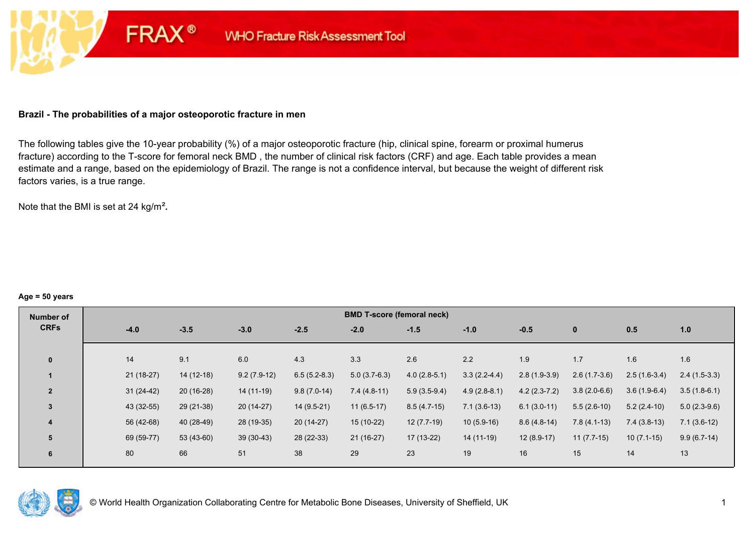FRAX® WHO Fracture Risk Assessment Tool

**Brazil - The probabilities of a major osteoporotic fracture in men**

The following tables give the 10-year probability (%) of a major osteoporotic fracture (hip, clinical spine, forearm or proximal humerus fracture) according to the T-score for femoral neck BMD , the number of clinical risk factors (CRF) and age. Each table provides a mean estimate and a range, based on the epidemiology of Brazil. The range is not a confidence interval, but because the weight of different risk factors varies, is a true range.

Note that the BMI is set at 24 kg/m².

**Age = 50 years**

| Number of CRFs | BMD T-score (femoral neck) | | | | | | | | | | |
|---|---|---|---|---|---|---|---|---|---|---|---|
| | -4.0 | -3.5 | -3.0 | -2.5 | -2.0 | -1.5 | -1.0 | -0.5 | 0 | 0.5 | 1.0 |
| 0 | 14 | 9.1 | 6.0 | 4.3 | 3.3 | 2.6 | 2.2 | 1.9 | 1.7 | 1.6 | 1.6 |
| 1 | 21 (18-27) | 14 (12-18) | 9.2 (7.9-12) | 6.5 (5.2-8.3) | 5.0 (3.7-6.3) | 4.0 (2.8-5.1) | 3.3 (2.2-4.4) | 2.8 (1.9-3.9) | 2.6 (1.7-3.6) | 2.5 (1.6-3.4) | 2.4 (1.5-3.3) |
| 2 | 31 (24-42) | 20 (16-28) | 14 (11-19) | 9.8 (7.0-14) | 7.4 (4.8-11) | 5.9 (3.5-9.4) | 4.9 (2.8-8.1) | 4.2 (2.3-7.2) | 3.8 (2.0-6.6) | 3.6 (1.9-6.4) | 3.5 (1.8-6.1) |
| 3 | 43 (32-55) | 29 (21-38) | 20 (14-27) | 14 (9.5-21) | 11 (6.5-17) | 8.5 (4.7-15) | 7.1 (3.6-13) | 6.1 (3.0-11) | 5.5 (2.6-10) | 5.2 (2.4-10) | 5.0 (2.3-9.6) |
| 4 | 56 (42-68) | 40 (28-49) | 28 (19-35) | 20 (14-27) | 15 (10-22) | 12 (7.7-19) | 10 (5.9-16) | 8.6 (4.8-14) | 7.8 (4.1-13) | 7.4 (3.8-13) | 7.1 (3.6-12) |
| 5 | 69 (59-77) | 53 (43-60) | 39 (30-43) | 28 (22-33) | 21 (16-27) | 17 (13-22) | 14 (11-19) | 12 (8.9-17) | 11 (7.7-15) | 10 (7.1-15) | 9.9 (6.7-14) |
| 6 | 80 | 66 | 51 | 38 | 29 | 23 | 19 | 16 | 15 | 14 | 13 |

© World Health Organization Collaborating Centre for Metabolic Bone Diseases, University of Sheffield, UK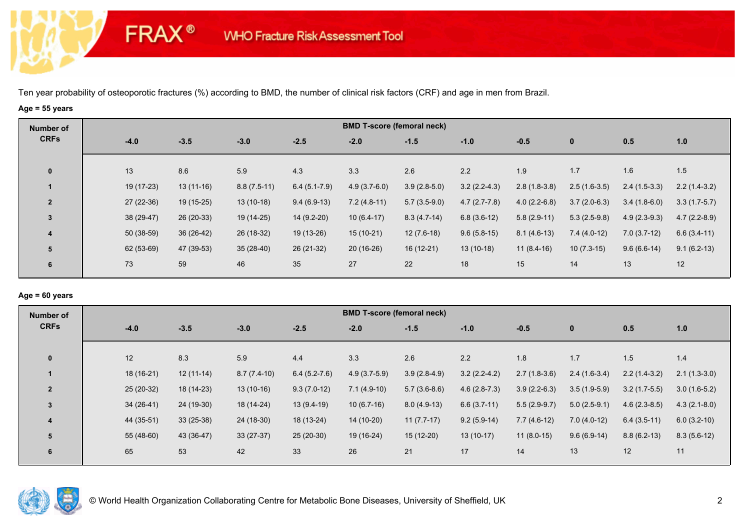FRAX® WHO Fracture Risk Assessment Tool

Ten year probability of osteoporotic fractures (%) according to BMD, the number of clinical risk factors (CRF) and age in men from Brazil.

**Age = 55 years**

| Number of CRFs | BMD T-score (femoral neck) | | | | | | | | | | |
|---|---|---|---|---|---|---|---|---|---|---|---|
| | -4.0 | -3.5 | -3.0 | -2.5 | -2.0 | -1.5 | -1.0 | -0.5 | 0 | 0.5 | 1.0 |
| 0 | 13 | 8.6 | 5.9 | 4.3 | 3.3 | 2.6 | 2.2 | 1.9 | 1.7 | 1.6 | 1.5 |
| 1 | 19 (17-23) | 13 (11-16) | 8.8 (7.5-11) | 6.4 (5.1-7.9) | 4.9 (3.7-6.0) | 3.9 (2.8-5.0) | 3.2 (2.2-4.3) | 2.8 (1.8-3.8) | 2.5 (1.6-3.5) | 2.4 (1.5-3.3) | 2.2 (1.4-3.2) |
| 2 | 27 (22-36) | 19 (15-25) | 13 (10-18) | 9.4 (6.9-13) | 7.2 (4.8-11) | 5.7 (3.5-9.0) | 4.7 (2.7-7.8) | 4.0 (2.2-6.8) | 3.7 (2.0-6.3) | 3.4 (1.8-6.0) | 3.3 (1.7-5.7) |
| 3 | 38 (29-47) | 26 (20-33) | 19 (14-25) | 14 (9.2-20) | 10 (6.4-17) | 8.3 (4.7-14) | 6.8 (3.6-12) | 5.8 (2.9-11) | 5.3 (2.5-9.8) | 4.9 (2.3-9.3) | 4.7 (2.2-8.9) |
| 4 | 50 (38-59) | 36 (26-42) | 26 (18-32) | 19 (13-26) | 15 (10-21) | 12 (7.6-18) | 9.6 (5.8-15) | 8.1 (4.6-13) | 7.4 (4.0-12) | 7.0 (3.7-12) | 6.6 (3.4-11) |
| 5 | 62 (53-69) | 47 (39-53) | 35 (28-40) | 26 (21-32) | 20 (16-26) | 16 (12-21) | 13 (10-18) | 11 (8.4-16) | 10 (7.3-15) | 9.6 (6.6-14) | 9.1 (6.2-13) |
| 6 | 73 | 59 | 46 | 35 | 27 | 22 | 18 | 15 | 14 | 13 | 12 |

**Age = 60 years**

| Number of CRFs | BMD T-score (femoral neck) | | | | | | | | | | |
|---|---|---|---|---|---|---|---|---|---|---|---|
| | -4.0 | -3.5 | -3.0 | -2.5 | -2.0 | -1.5 | -1.0 | -0.5 | 0 | 0.5 | 1.0 |
| 0 | 12 | 8.3 | 5.9 | 4.4 | 3.3 | 2.6 | 2.2 | 1.8 | 1.7 | 1.5 | 1.4 |
| 1 | 18 (16-21) | 12 (11-14) | 8.7 (7.4-10) | 6.4 (5.2-7.6) | 4.9 (3.7-5.9) | 3.9 (2.8-4.9) | 3.2 (2.2-4.2) | 2.7 (1.8-3.6) | 2.4 (1.6-3.4) | 2.2 (1.4-3.2) | 2.1 (1.3-3.0) |
| 2 | 25 (20-32) | 18 (14-23) | 13 (10-16) | 9.3 (7.0-12) | 7.1 (4.9-10) | 5.7 (3.6-8.6) | 4.6 (2.8-7.3) | 3.9 (2.2-6.3) | 3.5 (1.9-5.9) | 3.2 (1.7-5.5) | 3.0 (1.6-5.2) |
| 3 | 34 (26-41) | 24 (19-30) | 18 (14-24) | 13 (9.4-19) | 10 (6.7-16) | 8.0 (4.9-13) | 6.6 (3.7-11) | 5.5 (2.9-9.7) | 5.0 (2.5-9.1) | 4.6 (2.3-8.5) | 4.3 (2.1-8.0) |
| 4 | 44 (35-51) | 33 (25-38) | 24 (18-30) | 18 (13-24) | 14 (10-20) | 11 (7.7-17) | 9.2 (5.9-14) | 7.7 (4.6-12) | 7.0 (4.0-12) | 6.4 (3.5-11) | 6.0 (3.2-10) |
| 5 | 55 (48-60) | 43 (36-47) | 33 (27-37) | 25 (20-30) | 19 (16-24) | 15 (12-20) | 13 (10-17) | 11 (8.0-15) | 9.6 (6.9-14) | 8.8 (6.2-13) | 8.3 (5.6-12) |
| 6 | 65 | 53 | 42 | 33 | 26 | 21 | 17 | 14 | 13 | 12 | 11 |

© World Health Organization Collaborating Centre for Metabolic Bone Diseases, University of Sheffield, UK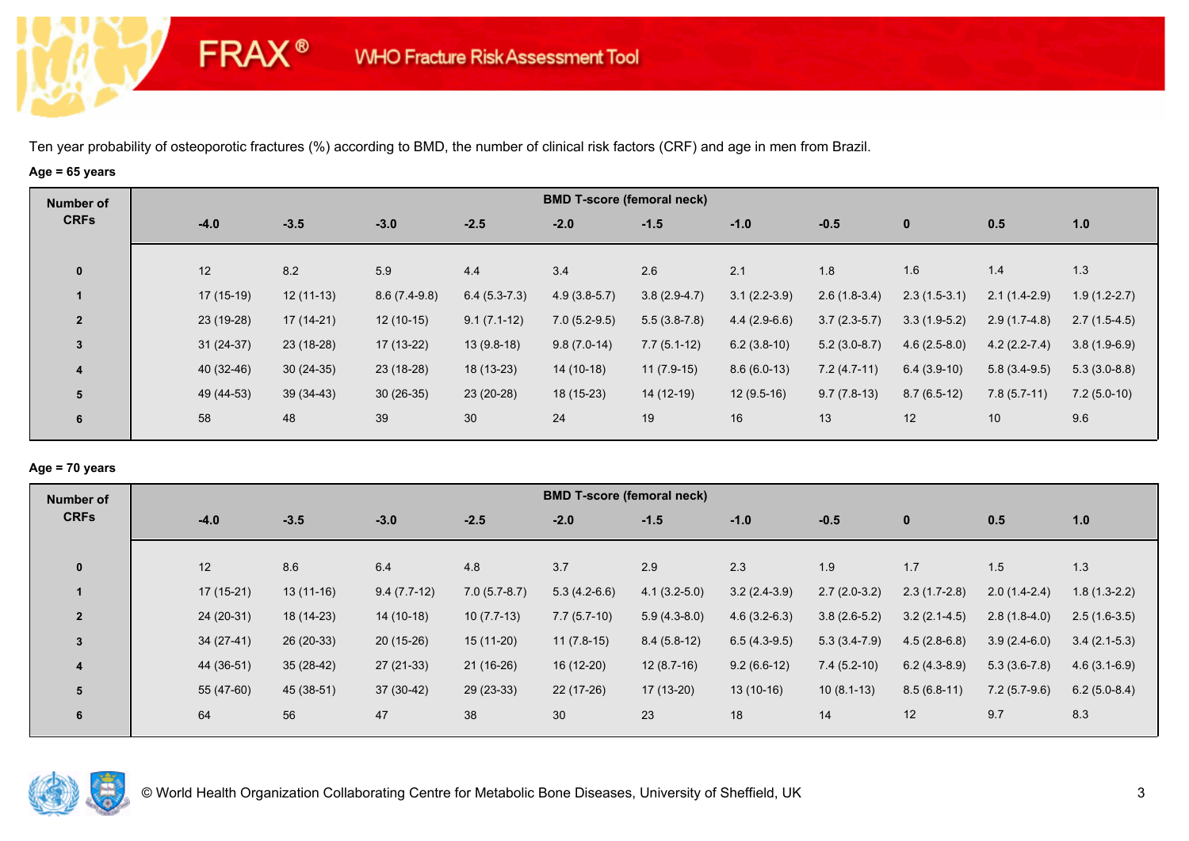Ten year probability of osteoporotic fractures (%) according to BMD, the number of clinical risk factors (CRF) and age in men from Brazil.

**Age = 65 years**

| Number of CRFs | BMD T-score (femoral neck) | | | | | | | | | | |
|---|---|---|---|---|---|---|---|---|---|---|---|
| | -4.0 | -3.5 | -3.0 | -2.5 | -2.0 | -1.5 | -1.0 | -0.5 | 0 | 0.5 | 1.0 |
| 0 | 12 | 8.2 | 5.9 | 4.4 | 3.4 | 2.6 | 2.1 | 1.8 | 1.6 | 1.4 | 1.3 |
| 1 | 17 (15-19) | 12 (11-13) | 8.6 (7.4-9.8) | 6.4 (5.3-7.3) | 4.9 (3.8-5.7) | 3.8 (2.9-4.7) | 3.1 (2.2-3.9) | 2.6 (1.8-3.4) | 2.3 (1.5-3.1) | 2.1 (1.4-2.9) | 1.9 (1.2-2.7) |
| 2 | 23 (19-28) | 17 (14-21) | 12 (10-15) | 9.1 (7.1-12) | 7.0 (5.2-9.5) | 5.5 (3.8-7.8) | 4.4 (2.9-6.6) | 3.7 (2.3-5.7) | 3.3 (1.9-5.2) | 2.9 (1.7-4.8) | 2.7 (1.5-4.5) |
| 3 | 31 (24-37) | 23 (18-28) | 17 (13-22) | 13 (9.8-18) | 9.8 (7.0-14) | 7.7 (5.1-12) | 6.2 (3.8-10) | 5.2 (3.0-8.7) | 4.6 (2.5-8.0) | 4.2 (2.2-7.4) | 3.8 (1.9-6.9) |
| 4 | 40 (32-46) | 30 (24-35) | 23 (18-28) | 18 (13-23) | 14 (10-18) | 11 (7.9-15) | 8.6 (6.0-13) | 7.2 (4.7-11) | 6.4 (3.9-10) | 5.8 (3.4-9.5) | 5.3 (3.0-8.8) |
| 5 | 49 (44-53) | 39 (34-43) | 30 (26-35) | 23 (20-28) | 18 (15-23) | 14 (12-19) | 12 (9.5-16) | 9.7 (7.8-13) | 8.7 (6.5-12) | 7.8 (5.7-11) | 7.2 (5.0-10) |
| 6 | 58 | 48 | 39 | 30 | 24 | 19 | 16 | 13 | 12 | 10 | 9.6 |

**Age = 70 years**

| Number of CRFs | BMD T-score (femoral neck) | | | | | | | | | | |
|---|---|---|---|---|---|---|---|---|---|---|---|
| | -4.0 | -3.5 | -3.0 | -2.5 | -2.0 | -1.5 | -1.0 | -0.5 | 0 | 0.5 | 1.0 |
| 0 | 12 | 8.6 | 6.4 | 4.8 | 3.7 | 2.9 | 2.3 | 1.9 | 1.7 | 1.5 | 1.3 |
| 1 | 17 (15-21) | 13 (11-16) | 9.4 (7.7-12) | 7.0 (5.7-8.7) | 5.3 (4.2-6.6) | 4.1 (3.2-5.0) | 3.2 (2.4-3.9) | 2.7 (2.0-3.2) | 2.3 (1.7-2.8) | 2.0 (1.4-2.4) | 1.8 (1.3-2.2) |
| 2 | 24 (20-31) | 18 (14-23) | 14 (10-18) | 10 (7.7-13) | 7.7 (5.7-10) | 5.9 (4.3-8.0) | 4.6 (3.2-6.3) | 3.8 (2.6-5.2) | 3.2 (2.1-4.5) | 2.8 (1.8-4.0) | 2.5 (1.6-3.5) |
| 3 | 34 (27-41) | 26 (20-33) | 20 (15-26) | 15 (11-20) | 11 (7.8-15) | 8.4 (5.8-12) | 6.5 (4.3-9.5) | 5.3 (3.4-7.9) | 4.5 (2.8-6.8) | 3.9 (2.4-6.0) | 3.4 (2.1-5.3) |
| 4 | 44 (36-51) | 35 (28-42) | 27 (21-33) | 21 (16-26) | 16 (12-20) | 12 (8.7-16) | 9.2 (6.6-12) | 7.4 (5.2-10) | 6.2 (4.3-8.9) | 5.3 (3.6-7.8) | 4.6 (3.1-6.9) |
| 5 | 55 (47-60) | 45 (38-51) | 37 (30-42) | 29 (23-33) | 22 (17-26) | 17 (13-20) | 13 (10-16) | 10 (8.1-13) | 8.5 (6.8-11) | 7.2 (5.7-9.6) | 6.2 (5.0-8.4) |
| 6 | 64 | 56 | 47 | 38 | 30 | 23 | 18 | 14 | 12 | 9.7 | 8.3 |

© World Health Organization Collaborating Centre for Metabolic Bone Diseases, University of Sheffield, UK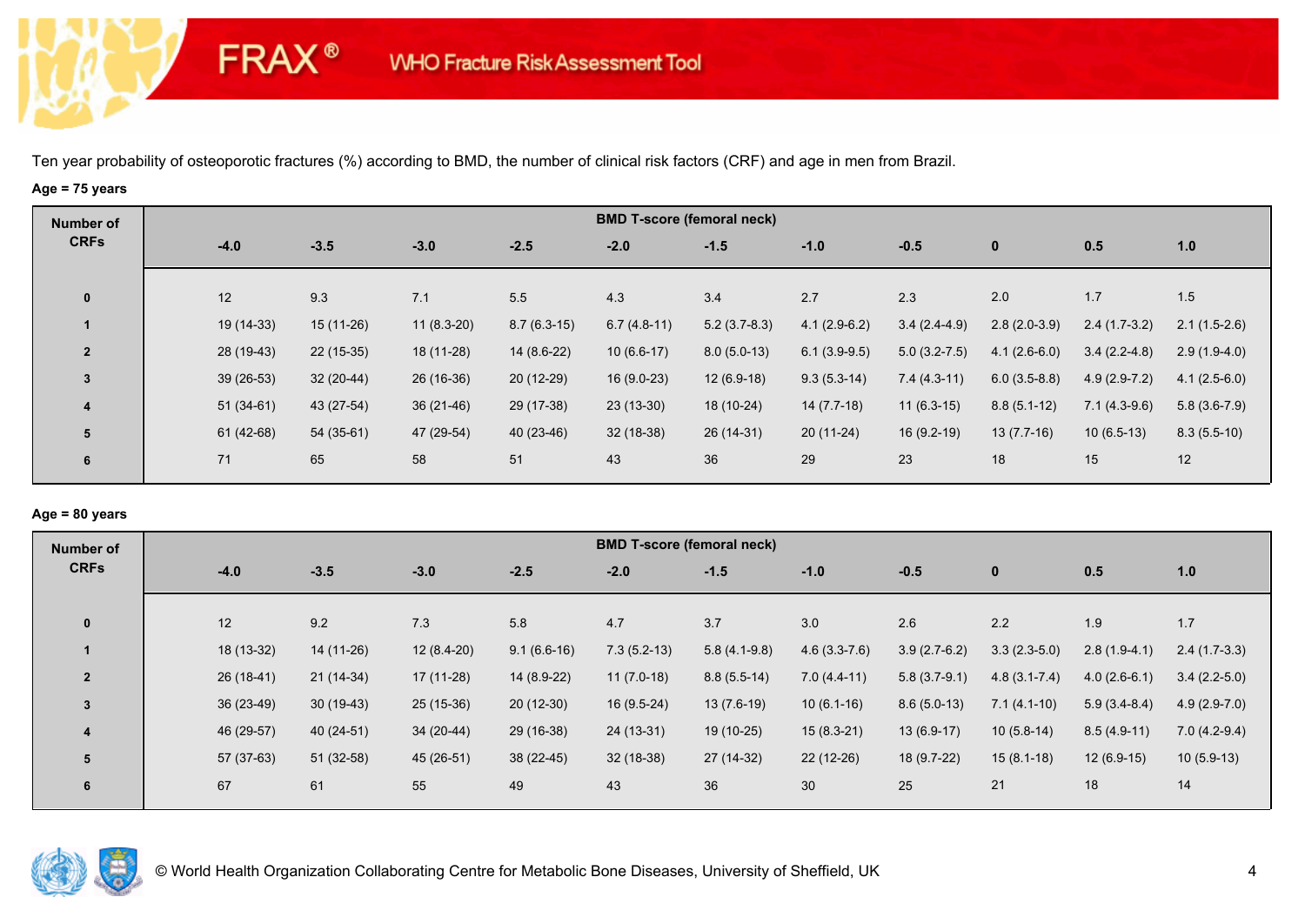Ten year probability of osteoporotic fractures (%) according to BMD, the number of clinical risk factors (CRF) and age in men from Brazil.

**Age = 75 years**

| Number of CRFs | BMD T-score (femoral neck) | | | | | | | | | | |
|---|---|---|---|---|---|---|---|---|---|---|---|
| | -4.0 | -3.5 | -3.0 | -2.5 | -2.0 | -1.5 | -1.0 | -0.5 | 0 | 0.5 | 1.0 |
| 0 | 12 | 9.3 | 7.1 | 5.5 | 4.3 | 3.4 | 2.7 | 2.3 | 2.0 | 1.7 | 1.5 |
| 1 | 19 (14-33) | 15 (11-26) | 11 (8.3-20) | 8.7 (6.3-15) | 6.7 (4.8-11) | 5.2 (3.7-8.3) | 4.1 (2.9-6.2) | 3.4 (2.4-4.9) | 2.8 (2.0-3.9) | 2.4 (1.7-3.2) | 2.1 (1.5-2.6) |
| 2 | 28 (19-43) | 22 (15-35) | 18 (11-28) | 14 (8.6-22) | 10 (6.6-17) | 8.0 (5.0-13) | 6.1 (3.9-9.5) | 5.0 (3.2-7.5) | 4.1 (2.6-6.0) | 3.4 (2.2-4.8) | 2.9 (1.9-4.0) |
| 3 | 39 (26-53) | 32 (20-44) | 26 (16-36) | 20 (12-29) | 16 (9.0-23) | 12 (6.9-18) | 9.3 (5.3-14) | 7.4 (4.3-11) | 6.0 (3.5-8.8) | 4.9 (2.9-7.2) | 4.1 (2.5-6.0) |
| 4 | 51 (34-61) | 43 (27-54) | 36 (21-46) | 29 (17-38) | 23 (13-30) | 18 (10-24) | 14 (7.7-18) | 11 (6.3-15) | 8.8 (5.1-12) | 7.1 (4.3-9.6) | 5.8 (3.6-7.9) |
| 5 | 61 (42-68) | 54 (35-61) | 47 (29-54) | 40 (23-46) | 32 (18-38) | 26 (14-31) | 20 (11-24) | 16 (9.2-19) | 13 (7.7-16) | 10 (6.5-13) | 8.3 (5.5-10) |
| 6 | 71 | 65 | 58 | 51 | 43 | 36 | 29 | 23 | 18 | 15 | 12 |

**Age = 80 years**

| Number of CRFs | BMD T-score (femoral neck) | | | | | | | | | | |
|---|---|---|---|---|---|---|---|---|---|---|---|
| | -4.0 | -3.5 | -3.0 | -2.5 | -2.0 | -1.5 | -1.0 | -0.5 | 0 | 0.5 | 1.0 |
| 0 | 12 | 9.2 | 7.3 | 5.8 | 4.7 | 3.7 | 3.0 | 2.6 | 2.2 | 1.9 | 1.7 |
| 1 | 18 (13-32) | 14 (11-26) | 12 (8.4-20) | 9.1 (6.6-16) | 7.3 (5.2-13) | 5.8 (4.1-9.8) | 4.6 (3.3-7.6) | 3.9 (2.7-6.2) | 3.3 (2.3-5.0) | 2.8 (1.9-4.1) | 2.4 (1.7-3.3) |
| 2 | 26 (18-41) | 21 (14-34) | 17 (11-28) | 14 (8.9-22) | 11 (7.0-18) | 8.8 (5.5-14) | 7.0 (4.4-11) | 5.8 (3.7-9.1) | 4.8 (3.1-7.4) | 4.0 (2.6-6.1) | 3.4 (2.2-5.0) |
| 3 | 36 (23-49) | 30 (19-43) | 25 (15-36) | 20 (12-30) | 16 (9.5-24) | 13 (7.6-19) | 10 (6.1-16) | 8.6 (5.0-13) | 7.1 (4.1-10) | 5.9 (3.4-8.4) | 4.9 (2.9-7.0) |
| 4 | 46 (29-57) | 40 (24-51) | 34 (20-44) | 29 (16-38) | 24 (13-31) | 19 (10-25) | 15 (8.3-21) | 13 (6.9-17) | 10 (5.8-14) | 8.5 (4.9-11) | 7.0 (4.2-9.4) |
| 5 | 57 (37-63) | 51 (32-58) | 45 (26-51) | 38 (22-45) | 32 (18-38) | 27 (14-32) | 22 (12-26) | 18 (9.7-22) | 15 (8.1-18) | 12 (6.9-15) | 10 (5.9-13) |
| 6 | 67 | 61 | 55 | 49 | 43 | 36 | 30 | 25 | 21 | 18 | 14 |

© World Health Organization Collaborating Centre for Metabolic Bone Diseases, University of Sheffield, UK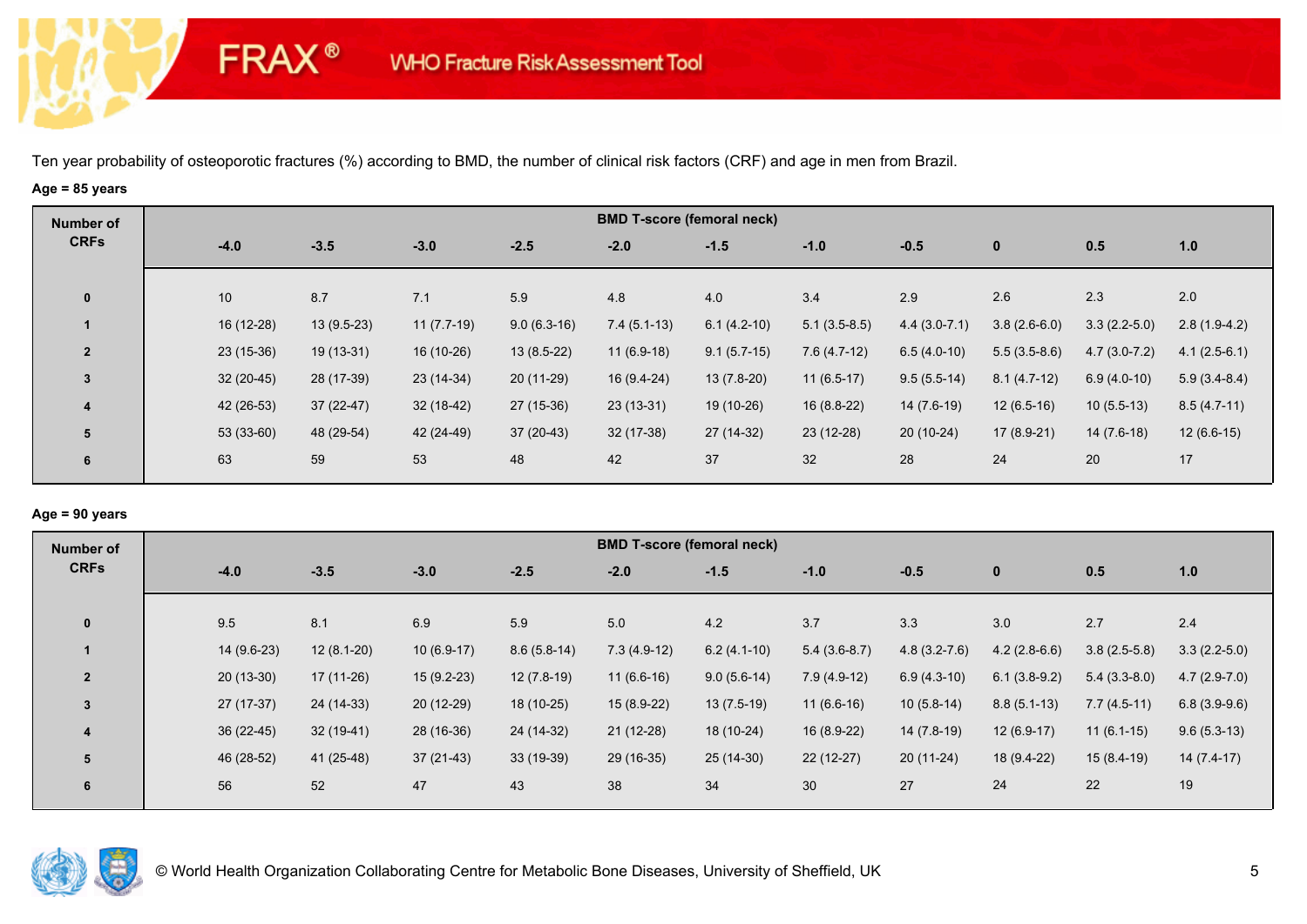FRAX® WHO Fracture Risk Assessment Tool

Ten year probability of osteoporotic fractures (%) according to BMD, the number of clinical risk factors (CRF) and age in men from Brazil.

**Age = 85 years**

| Number of CRFs | BMD T-score (femoral neck) | | | | | | | | | | |
|---|---|---|---|---|---|---|---|---|---|---|---|
| | -4.0 | -3.5 | -3.0 | -2.5 | -2.0 | -1.5 | -1.0 | -0.5 | 0 | 0.5 | 1.0 |
| 0 | 10 | 8.7 | 7.1 | 5.9 | 4.8 | 4.0 | 3.4 | 2.9 | 2.6 | 2.3 | 2.0 |
| 1 | 16 (12-28) | 13 (9.5-23) | 11 (7.7-19) | 9.0 (6.3-16) | 7.4 (5.1-13) | 6.1 (4.2-10) | 5.1 (3.5-8.5) | 4.4 (3.0-7.1) | 3.8 (2.6-6.0) | 3.3 (2.2-5.0) | 2.8 (1.9-4.2) |
| 2 | 23 (15-36) | 19 (13-31) | 16 (10-26) | 13 (8.5-22) | 11 (6.9-18) | 9.1 (5.7-15) | 7.6 (4.7-12) | 6.5 (4.0-10) | 5.5 (3.5-8.6) | 4.7 (3.0-7.2) | 4.1 (2.5-6.1) |
| 3 | 32 (20-45) | 28 (17-39) | 23 (14-34) | 20 (11-29) | 16 (9.4-24) | 13 (7.8-20) | 11 (6.5-17) | 9.5 (5.5-14) | 8.1 (4.7-12) | 6.9 (4.0-10) | 5.9 (3.4-8.4) |
| 4 | 42 (26-53) | 37 (22-47) | 32 (18-42) | 27 (15-36) | 23 (13-31) | 19 (10-26) | 16 (8.8-22) | 14 (7.6-19) | 12 (6.5-16) | 10 (5.5-13) | 8.5 (4.7-11) |
| 5 | 53 (33-60) | 48 (29-54) | 42 (24-49) | 37 (20-43) | 32 (17-38) | 27 (14-32) | 23 (12-28) | 20 (10-24) | 17 (8.9-21) | 14 (7.6-18) | 12 (6.6-15) |
| 6 | 63 | 59 | 53 | 48 | 42 | 37 | 32 | 28 | 24 | 20 | 17 |

**Age = 90 years**

| Number of CRFs | BMD T-score (femoral neck) | | | | | | | | | | |
|---|---|---|---|---|---|---|---|---|---|---|---|
| | -4.0 | -3.5 | -3.0 | -2.5 | -2.0 | -1.5 | -1.0 | -0.5 | 0 | 0.5 | 1.0 |
| 0 | 9.5 | 8.1 | 6.9 | 5.9 | 5.0 | 4.2 | 3.7 | 3.3 | 3.0 | 2.7 | 2.4 |
| 1 | 14 (9.6-23) | 12 (8.1-20) | 10 (6.9-17) | 8.6 (5.8-14) | 7.3 (4.9-12) | 6.2 (4.1-10) | 5.4 (3.6-8.7) | 4.8 (3.2-7.6) | 4.2 (2.8-6.6) | 3.8 (2.5-5.8) | 3.3 (2.2-5.0) |
| 2 | 20 (13-30) | 17 (11-26) | 15 (9.2-23) | 12 (7.8-19) | 11 (6.6-16) | 9.0 (5.6-14) | 7.9 (4.9-12) | 6.9 (4.3-10) | 6.1 (3.8-9.2) | 5.4 (3.3-8.0) | 4.7 (2.9-7.0) |
| 3 | 27 (17-37) | 24 (14-33) | 20 (12-29) | 18 (10-25) | 15 (8.9-22) | 13 (7.5-19) | 11 (6.6-16) | 10 (5.8-14) | 8.8 (5.1-13) | 7.7 (4.5-11) | 6.8 (3.9-9.6) |
| 4 | 36 (22-45) | 32 (19-41) | 28 (16-36) | 24 (14-32) | 21 (12-28) | 18 (10-24) | 16 (8.9-22) | 14 (7.8-19) | 12 (6.9-17) | 11 (6.1-15) | 9.6 (5.3-13) |
| 5 | 46 (28-52) | 41 (25-48) | 37 (21-43) | 33 (19-39) | 29 (16-35) | 25 (14-30) | 22 (12-27) | 20 (11-24) | 18 (9.4-22) | 15 (8.4-19) | 14 (7.4-17) |
| 6 | 56 | 52 | 47 | 43 | 38 | 34 | 30 | 27 | 24 | 22 | 19 |

© World Health Organization Collaborating Centre for Metabolic Bone Diseases, University of Sheffield, UK